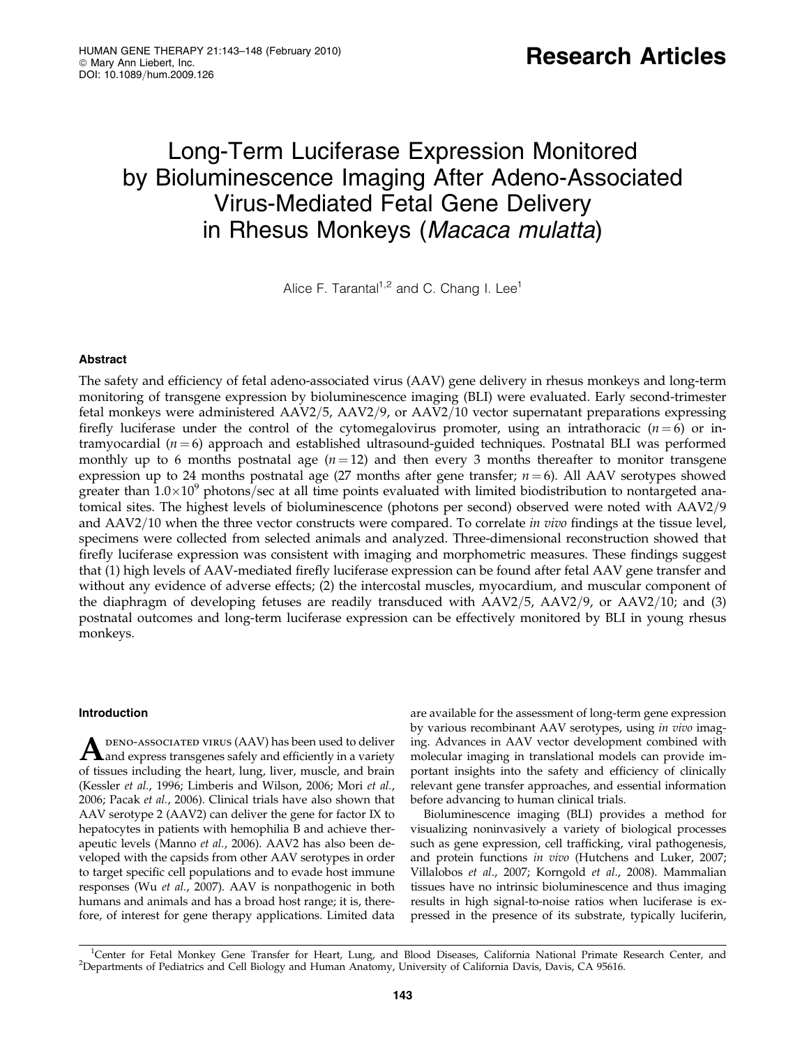Research Articles

# Long-Term Luciferase Expression Monitored by Bioluminescence Imaging After Adeno-Associated Virus-Mediated Fetal Gene Delivery in Rhesus Monkeys (*Macaca mulatta*)

Alice F. Tarantal[1,2] and C. Chang I. Lee[1]

## Abstract

The safety and efficiency of fetal adeno-associated virus (AAV) gene delivery in rhesus monkeys and long-term monitoring of transgene expression by bioluminescence imaging (BLI) were evaluated. Early second-trimester fetal monkeys were administered AAV2/5, AAV2/9, or AAV2/10 vector supernatant preparations expressing firefly luciferase under the control of the cytomegalovirus promoter, using an intrathoracic ($n = 6$) or intramyocardial ($n = 6$) approach and established ultrasound-guided techniques. Postnatal BLI was performed monthly up to 6 months postnatal age ($n = 12$) and then every 3 months thereafter to monitor transgene expression up to 24 months postnatal age (27 months after gene transfer; $n = 6$). All AAV serotypes showed greater than $1.0 \times 10^9$ photons/sec at all time points evaluated with limited biodistribution to nontargeted anatomical sites. The highest levels of bioluminescence (photons per second) observed were noted with AAV2/9 and AAV2/10 when the three vector constructs were compared. To correlate *in vivo* findings at the tissue level, specimens were collected from selected animals and analyzed. Three-dimensional reconstruction showed that firefly luciferase expression was consistent with imaging and morphometric measures. These findings suggest that (1) high levels of AAV-mediated firefly luciferase expression can be found after fetal AAV gene transfer and without any evidence of adverse effects; (2) the intercostal muscles, myocardium, and muscular component of the diaphragm of developing fetuses are readily transduced with AAV2/5, AAV2/9, or AAV2/10; and (3) postnatal outcomes and long-term luciferase expression can be effectively monitored by BLI in young rhesus monkeys.

## Introduction

Adeno-associated virus (AAV) has been used to deliver and express transgenes safely and efficiently in a variety of tissues including the heart, lung, liver, muscle, and brain (Kessler *et al.*, 1996; Limberis and Wilson, 2006; Mori *et al.*, 2006; Pacak *et al.*, 2006). Clinical trials have also shown that AAV serotype 2 (AAV2) can deliver the gene for factor IX to hepatocytes in patients with hemophilia B and achieve therapeutic levels (Manno *et al.*, 2006). AAV2 has also been developed with the capsids from other AAV serotypes in order to target specific cell populations and to evade host immune responses (Wu *et al.*, 2007). AAV is nonpathogenic in both humans and animals and has a broad host range; it is, therefore, of interest for gene therapy applications. Limited data are available for the assessment of long-term gene expression by various recombinant AAV serotypes, using *in vivo* imaging. Advances in AAV vector development combined with molecular imaging in translational models can provide important insights into the safety and efficiency of clinically relevant gene transfer approaches, and essential information before advancing to human clinical trials.

Bioluminescence imaging (BLI) provides a method for visualizing noninvasively a variety of biological processes such as gene expression, cell trafficking, viral pathogenesis, and protein functions *in vivo* (Hutchens and Luker, 2007; Villalobos *et al.*, 2007; Korngold *et al.*, 2008). Mammalian tissues have no intrinsic bioluminescence and thus imaging results in high signal-to-noise ratios when luciferase is expressed in the presence of its substrate, typically luciferin,

[1]Center for Fetal Monkey Gene Transfer for Heart, Lung, and Blood Diseases, California National Primate Research Center, and [2]Departments of Pediatrics and Cell Biology and Human Anatomy, University of California Davis, Davis, CA 95616.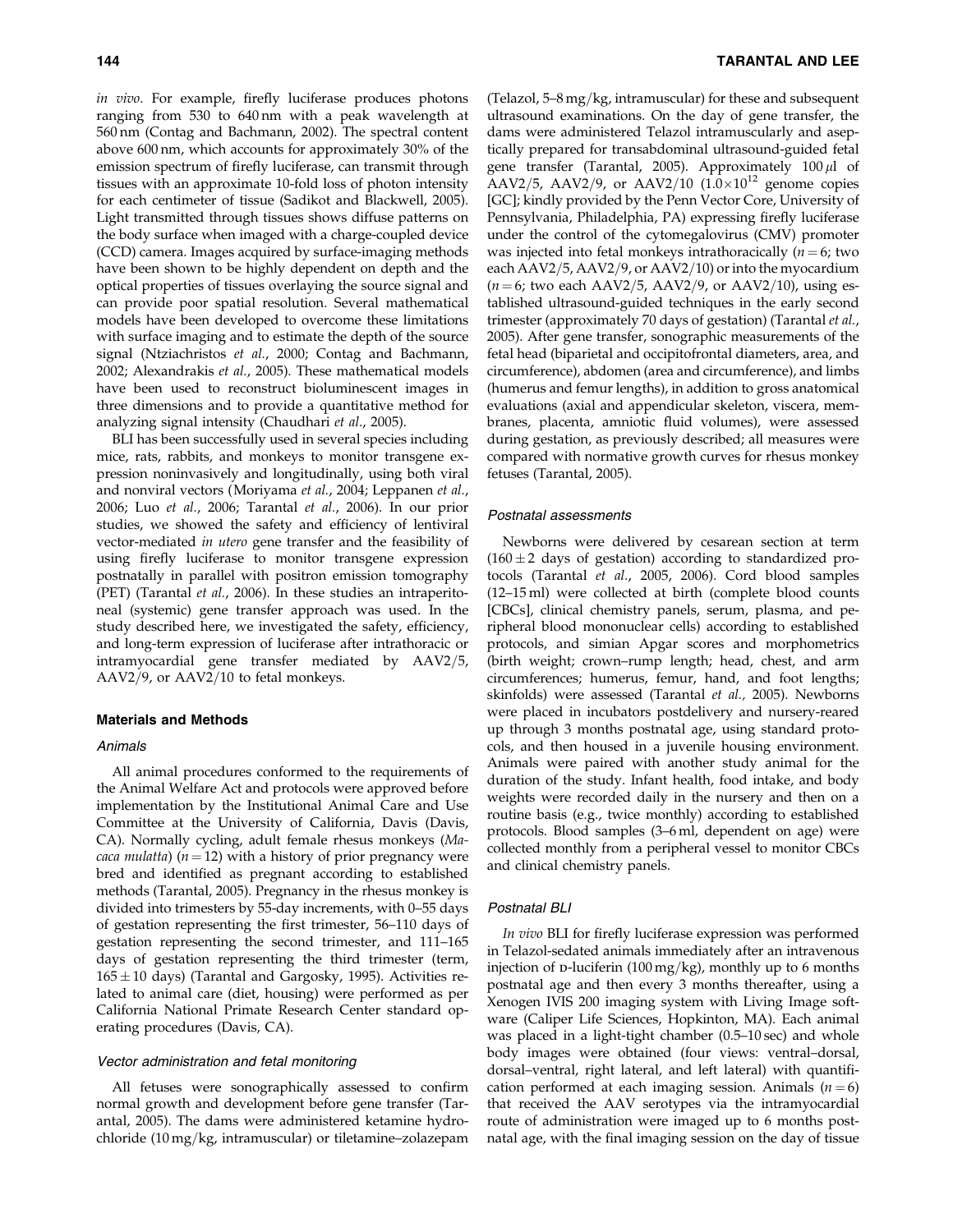*in vivo*. For example, firefly luciferase produces photons ranging from 530 to 640 nm with a peak wavelength at 560 nm (Contag and Bachmann, 2002). The spectral content above 600 nm, which accounts for approximately 30% of the emission spectrum of firefly luciferase, can transmit through tissues with an approximate 10-fold loss of photon intensity for each centimeter of tissue (Sadikot and Blackwell, 2005). Light transmitted through tissues shows diffuse patterns on the body surface when imaged with a charge-coupled device (CCD) camera. Images acquired by surface-imaging methods have been shown to be highly dependent on depth and the optical properties of tissues overlaying the source signal and can provide poor spatial resolution. Several mathematical models have been developed to overcome these limitations with surface imaging and to estimate the depth of the source signal (Ntziachristos *et al.*, 2000; Contag and Bachmann, 2002; Alexandrakis *et al.*, 2005). These mathematical models have been used to reconstruct bioluminescent images in three dimensions and to provide a quantitative method for analyzing signal intensity (Chaudhari *et al.*, 2005).

BLI has been successfully used in several species including mice, rats, rabbits, and monkeys to monitor transgene expression noninvasively and longitudinally, using both viral and nonviral vectors (Moriyama *et al.*, 2004; Leppanen *et al.*, 2006; Luo *et al.*, 2006; Tarantal *et al.*, 2006). In our prior studies, we showed the safety and efficiency of lentiviral vector-mediated *in utero* gene transfer and the feasibility of using firefly luciferase to monitor transgene expression postnatally in parallel with positron emission tomography (PET) (Tarantal *et al.*, 2006). In these studies an intraperitoneal (systemic) gene transfer approach was used. In the study described here, we investigated the safety, efficiency, and long-term expression of luciferase after intrathoracic or intramyocardial gene transfer mediated by AAV2/5, AAV2/9, or AAV2/10 to fetal monkeys.

## Materials and Methods

### Animals

All animal procedures conformed to the requirements of the Animal Welfare Act and protocols were approved before implementation by the Institutional Animal Care and Use Committee at the University of California, Davis (Davis, CA). Normally cycling, adult female rhesus monkeys (*Macaca mulatta*) ($n = 12$) with a history of prior pregnancy were bred and identified as pregnant according to established methods (Tarantal, 2005). Pregnancy in the rhesus monkey is divided into trimesters by 55-day increments, with 0–55 days of gestation representing the first trimester, 56–110 days of gestation representing the second trimester, and 111–165 days of gestation representing the third trimester (term, $165 \pm 10$ days) (Tarantal and Gargosky, 1995). Activities related to animal care (diet, housing) were performed as per California National Primate Research Center standard operating procedures (Davis, CA).

### Vector administration and fetal monitoring

All fetuses were sonographically assessed to confirm normal growth and development before gene transfer (Tarantal, 2005). The dams were administered ketamine hydrochloride (10 mg/kg, intramuscular) or tiletamine–zolazepam (Telazol, 5–8 mg/kg, intramuscular) for these and subsequent ultrasound examinations. On the day of gene transfer, the dams were administered Telazol intramuscularly and aseptically prepared for transabdominal ultrasound-guided fetal gene transfer (Tarantal, 2005). Approximately 100 $\mu$l of AAV2/5, AAV2/9, or AAV2/10 ($1.0 \times 10^{12}$ genome copies [GC]; kindly provided by the Penn Vector Core, University of Pennsylvania, Philadelphia, PA) expressing firefly luciferase under the control of the cytomegalovirus (CMV) promoter was injected into fetal monkeys intrathoracically ($n = 6$; two each AAV2/5, AAV2/9, or AAV2/10) or into the myocardium ($n = 6$; two each AAV2/5, AAV2/9, or AAV2/10), using established ultrasound-guided techniques in the early second trimester (approximately 70 days of gestation) (Tarantal *et al.*, 2005). After gene transfer, sonographic measurements of the fetal head (biparietal and occipitofrontal diameters, area, and circumference), abdomen (area and circumference), and limbs (humerus and femur lengths), in addition to gross anatomical evaluations (axial and appendicular skeleton, viscera, membranes, placenta, amniotic fluid volumes), were assessed during gestation, as previously described; all measures were compared with normative growth curves for rhesus monkey fetuses (Tarantal, 2005).

### Postnatal assessments

Newborns were delivered by cesarean section at term ($160 \pm 2$ days of gestation) according to standardized protocols (Tarantal *et al.*, 2005, 2006). Cord blood samples (12–15 ml) were collected at birth (complete blood counts [CBCs], clinical chemistry panels, serum, plasma, and peripheral blood mononuclear cells) according to established protocols, and simian Apgar scores and morphometrics (birth weight; crown–rump length; head, chest, and arm circumferences; humerus, femur, hand, and foot lengths; skinfolds) were assessed (Tarantal *et al.*, 2005). Newborns were placed in incubators postdelivery and nursery-reared up through 3 months postnatal age, using standard protocols, and then housed in a juvenile housing environment. Animals were paired with another study animal for the duration of the study. Infant health, food intake, and body weights were recorded daily in the nursery and then on a routine basis (e.g., twice monthly) according to established protocols. Blood samples (3–6 ml, dependent on age) were collected monthly from a peripheral vessel to monitor CBCs and clinical chemistry panels.

### Postnatal BLI

*In vivo* BLI for firefly luciferase expression was performed in Telazol-sedated animals immediately after an intravenous injection of D-luciferin (100 mg/kg), monthly up to 6 months postnatal age and then every 3 months thereafter, using a Xenogen IVIS 200 imaging system with Living Image software (Caliper Life Sciences, Hopkinton, MA). Each animal was placed in a light-tight chamber (0.5–10 sec) and whole body images were obtained (four views: ventral–dorsal, dorsal–ventral, right lateral, and left lateral) with quantification performed at each imaging session. Animals ($n = 6$) that received the AAV serotypes via the intramyocardial route of administration were imaged up to 6 months postnatal age, with the final imaging session on the day of tissue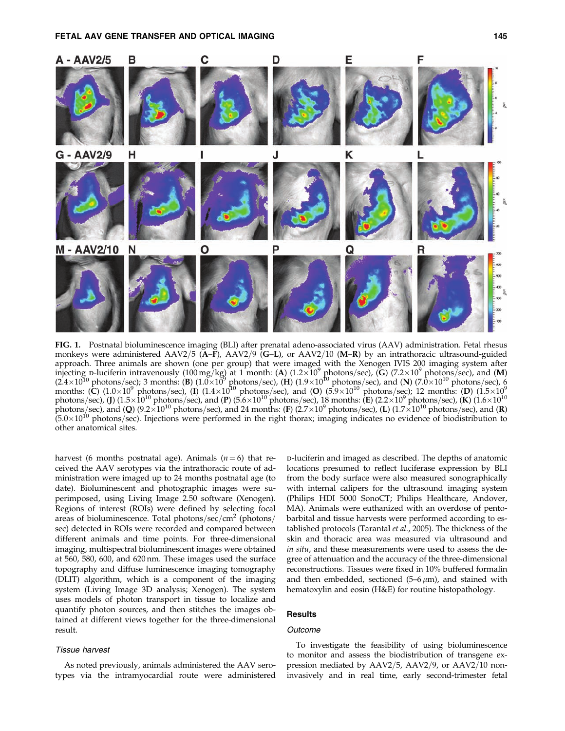FIG. 1. Postnatal bioluminescence imaging (BLI) after prenatal adeno-associated virus (AAV) administration. Fetal rhesus monkeys were administered AAV2/5 (**A–F**), AAV2/9 (**G–L**), or AAV2/10 (**M–R**) by an intrathoracic ultrasound-guided approach. Three animals are shown (one per group) that were imaged with the Xenogen IVIS 200 imaging system after injecting D-luciferin intravenously (100 mg/kg) at 1 month: (**A**) ($1.2\times10^{9}$ photons/sec), (**G**) ($7.2\times10^{9}$ photons/sec), and (**M**) ($2.4\times10^{10}$ photons/sec); 3 months: (**B**) ($1.0\times10^{9}$ photons/sec), (**H**) ($1.9\times10^{10}$ photons/sec), and (**N**) ($7.0\times10^{10}$ photons/sec), 6 months: (**C**) ($1.0\times10^{9}$ photons/sec), (**I**) ($1.4\times10^{10}$ photons/sec), and (**O**) ($5.9\times10^{10}$ photons/sec); 12 months: (**D**) ($1.5\times10^{9}$ photons/sec), (**J**) ($1.5\times10^{10}$ photons/sec), and (**P**) ($5.6\times10^{10}$ photons/sec), 18 months: (**E**) ($2.2\times10^{9}$ photons/sec), (**K**) ($1.6\times10^{10}$ photons/sec), and (**Q**) ($9.2\times10^{10}$ photons/sec), and 24 months: (**F**) ($2.7\times10^{9}$ photons/sec), (**L**) ($1.7\times10^{10}$ photons/sec), and (**R**) ($5.0\times10^{10}$ photons/sec). Injections were performed in the right thorax; imaging indicates no evidence of biodistribution to other anatomical sites.

harvest (6 months postnatal age). Animals ($n = 6$) that received the AAV serotypes via the intrathoracic route of administration were imaged up to 24 months postnatal age (to date). Bioluminescent and photographic images were superimposed, using Living Image 2.50 software (Xenogen). Regions of interest (ROIs) were defined by selecting focal areas of bioluminescence. Total photons/sec/cm$^2$ (photons/sec) detected in ROIs were recorded and compared between different animals and time points. For three-dimensional imaging, multispectral bioluminescent images were obtained at 560, 580, 600, and 620 nm. These images used the surface topography and diffuse luminescence imaging tomography (DLIT) algorithm, which is a component of the imaging system (Living Image 3D analysis; Xenogen). The system uses models of photon transport in tissue to localize and quantify photon sources, and then stitches the images obtained at different views together for the three-dimensional result.

### *Tissue harvest*

As noted previously, animals administered the AAV serotypes via the intramyocardial route were administered D-luciferin and imaged as described. The depths of anatomic locations presumed to reflect luciferase expression by BLI from the body surface were also measured sonographically with internal calipers for the ultrasound imaging system (Philips HDI 5000 SonoCT; Philips Healthcare, Andover, MA). Animals were euthanized with an overdose of pentobarbital and tissue harvests were performed according to established protocols (Tarantal *et al.*, 2005). The thickness of the skin and thoracic area was measured via ultrasound and *in situ*, and these measurements were used to assess the degree of attenuation and the accuracy of the three-dimensional reconstructions. Tissues were fixed in 10% buffered formalin and then embedded, sectioned (5–6 $\mu$m), and stained with hematoxylin and eosin (H&E) for routine histopathology.

## Results

### *Outcome*

To investigate the feasibility of using bioluminescence to monitor and assess the biodistribution of transgene expression mediated by AAV2/5, AAV2/9, or AAV2/10 noninvasively and in real time, early second-trimester fetal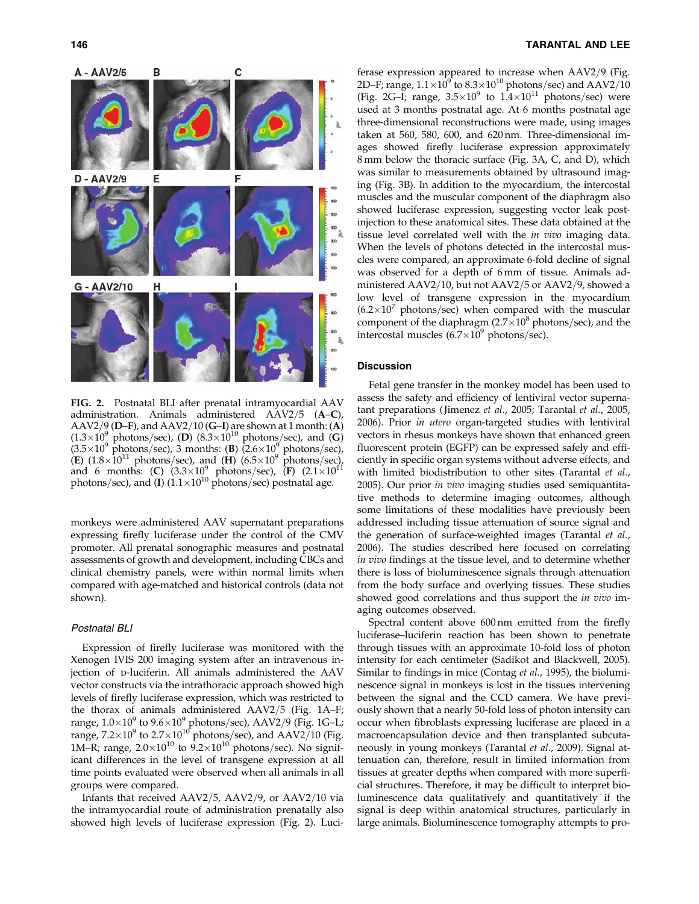FIG. 2. Postnatal BLI after prenatal intramyocardial AAV administration. Animals administered AAV2/5 (**A–C**), AAV2/9 (**D–F**), and AAV2/10 (**G–I**) are shown at 1 month: (**A**) ($1.3\times10^9$ photons/sec), (**D**) ($8.3\times10^{10}$ photons/sec), and (**G**) ($3.5\times10^9$ photons/sec), 3 months: (**B**) ($2.6\times10^9$ photons/sec), (**E**) ($1.8\times10^{11}$ photons/sec), and (**H**) ($6.5\times10^9$ photons/sec), and 6 months: (**C**) ($3.3\times10^9$ photons/sec), (**F**) ($2.1\times10^{11}$ photons/sec), and (**I**) ($1.1\times10^{10}$ photons/sec) postnatal age.

monkeys were administered AAV supernatant preparations expressing firefly luciferase under the control of the CMV promoter. All prenatal sonographic measures and postnatal assessments of growth and development, including CBCs and clinical chemistry panels, were within normal limits when compared with age-matched and historical controls (data not shown).

### *Postnatal BLI*

Expression of firefly luciferase was monitored with the Xenogen IVIS 200 imaging system after an intravenous injection of D-luciferin. All animals administered the AAV vector constructs via the intrathoracic approach showed high levels of firefly luciferase expression, which was restricted to the thorax of animals administered AAV2/5 (Fig. 1A–F; range, $1.0\times10^9$ to $9.6\times10^9$ photons/sec), AAV2/9 (Fig. 1G–L; range, $7.2\times10^9$ to $2.7\times10^{10}$ photons/sec), and AAV2/10 (Fig. 1M–R; range, $2.0\times10^{10}$ to $9.2\times10^{10}$ photons/sec). No significant differences in the level of transgene expression at all time points evaluated were observed when all animals in all groups were compared.

Infants that received AAV2/5, AAV2/9, or AAV2/10 via the intramyocardial route of administration prenatally also showed high levels of luciferase expression (Fig. 2). Luciferase expression appeared to increase when AAV2/9 (Fig. 2D–F; range, $1.1\times10^9$ to $8.3\times10^{10}$ photons/sec) and AAV2/10 (Fig. 2G–I; range, $3.5\times10^9$ to $1.4\times10^{11}$ photons/sec) were used at 3 months postnatal age. At 6 months postnatal age three-dimensional reconstructions were made, using images taken at 560, 580, 600, and 620 nm. Three-dimensional images showed firefly luciferase expression approximately 8 mm below the thoracic surface (Fig. 3A, C, and D), which was similar to measurements obtained by ultrasound imaging (Fig. 3B). In addition to the myocardium, the intercostal muscles and the muscular component of the diaphragm also showed luciferase expression, suggesting vector leak postinjection to these anatomical sites. These data obtained at the tissue level correlated well with the *in vivo* imaging data. When the levels of photons detected in the intercostal muscles were compared, an approximate 6-fold decline of signal was observed for a depth of 6 mm of tissue. Animals administered AAV2/10, but not AAV2/5 or AAV2/9, showed a low level of transgene expression in the myocardium ($6.2\times10^7$ photons/sec) when compared with the muscular component of the diaphragm ($2.7\times10^8$ photons/sec), and the intercostal muscles ($6.7\times10^9$ photons/sec).

## Discussion

Fetal gene transfer in the monkey model has been used to assess the safety and efficiency of lentiviral vector supernatant preparations (Jimenez *et al.*, 2005; Tarantal *et al.*, 2005, 2006). Prior *in utero* organ-targeted studies with lentiviral vectors in rhesus monkeys have shown that enhanced green fluorescent protein (EGFP) can be expressed safely and efficiently in specific organ systems without adverse effects, and with limited biodistribution to other sites (Tarantal *et al.*, 2005). Our prior *in vivo* imaging studies used semiquantitative methods to determine imaging outcomes, although some limitations of these modalities have previously been addressed including tissue attenuation of source signal and the generation of surface-weighted images (Tarantal *et al.*, 2006). The studies described here focused on correlating *in vivo* findings at the tissue level, and to determine whether there is loss of bioluminescence signals through attenuation from the body surface and overlying tissues. These studies showed good correlations and thus support the *in vivo* imaging outcomes observed.

Spectral content above 600 nm emitted from the firefly luciferase–luciferin reaction has been shown to penetrate through tissues with an approximate 10-fold loss of photon intensity for each centimeter (Sadikot and Blackwell, 2005). Similar to findings in mice (Contag *et al.*, 1995), the bioluminescence signal in monkeys is lost in the tissues intervening between the signal and the CCD camera. We have previously shown that a nearly 50-fold loss of photon intensity can occur when fibroblasts expressing luciferase are placed in a macroencapsulation device and then transplanted subcutaneously in young monkeys (Tarantal *et al.*, 2009). Signal attenuation can, therefore, result in limited information from tissues at greater depths when compared with more superficial structures. Therefore, it may be difficult to interpret bioluminescence data qualitatively and quantitatively if the signal is deep within anatomical structures, particularly in large animals. Bioluminescence tomography attempts to pro-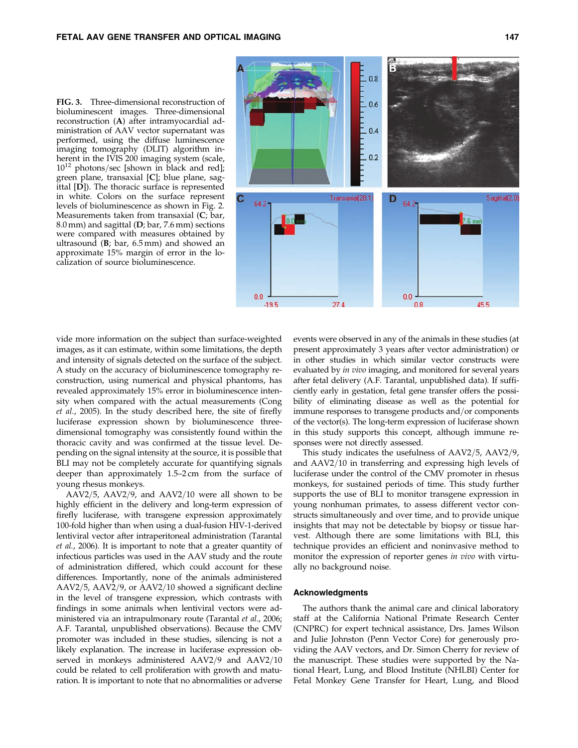FIG. 3. Three-dimensional reconstruction of bioluminescent images. Three-dimensional reconstruction (**A**) after intramyocardial administration of AAV vector supernatant was performed, using the diffuse luminescence imaging tomography (DLIT) algorithm inherent in the IVIS 200 imaging system (scale, $10^{12}$ photons/sec [shown in black and red]; green plane, transaxial [**C**]; blue plane, sagittal [**D**]). The thoracic surface is represented in white. Colors on the surface represent levels of bioluminescence as shown in Fig. 2. Measurements taken from transaxial (**C**; bar, 8.0 mm) and sagittal (**D**; bar, 7.6 mm) sections were compared with measures obtained by ultrasound (**B**; bar, 6.5 mm) and showed an approximate 15% margin of error in the localization of source bioluminescence.

vide more information on the subject than surface-weighted images, as it can estimate, within some limitations, the depth and intensity of signals detected on the surface of the subject. A study on the accuracy of bioluminescence tomography reconstruction, using numerical and physical phantoms, has revealed approximately 15% error in bioluminescence intensity when compared with the actual measurements (Cong *et al.*, 2005). In the study described here, the site of firefly luciferase expression shown by bioluminescence three-dimensional tomography was consistently found within the thoracic cavity and was confirmed at the tissue level. Depending on the signal intensity at the source, it is possible that BLI may not be completely accurate for quantifying signals deeper than approximately 1.5–2 cm from the surface of young rhesus monkeys.

AAV2/5, AAV2/9, and AAV2/10 were all shown to be highly efficient in the delivery and long-term expression of firefly luciferase, with transgene expression approximately 100-fold higher than when using a dual-fusion HIV-1-derived lentiviral vector after intraperitoneal administration (Tarantal *et al.*, 2006). It is important to note that a greater quantity of infectious particles was used in the AAV study and the route of administration differed, which could account for these differences. Importantly, none of the animals administered AAV2/5, AAV2/9, or AAV2/10 showed a significant decline in the level of transgene expression, which contrasts with findings in some animals when lentiviral vectors were administered via an intrapulmonary route (Tarantal *et al.*, 2006; A.F. Tarantal, unpublished observations). Because the CMV promoter was included in these studies, silencing is not a likely explanation. The increase in luciferase expression observed in monkeys administered AAV2/9 and AAV2/10 could be related to cell proliferation with growth and maturation. It is important to note that no abnormalities or adverse events were observed in any of the animals in these studies (at present approximately 3 years after vector administration) or in other studies in which similar vector constructs were evaluated by *in vivo* imaging, and monitored for several years after fetal delivery (A.F. Tarantal, unpublished data). If sufficiently early in gestation, fetal gene transfer offers the possibility of eliminating disease as well as the potential for immune responses to transgene products and/or components of the vector(s). The long-term expression of luciferase shown in this study supports this concept, although immune responses were not directly assessed.

This study indicates the usefulness of AAV2/5, AAV2/9, and AAV2/10 in transferring and expressing high levels of luciferase under the control of the CMV promoter in rhesus monkeys, for sustained periods of time. This study further supports the use of BLI to monitor transgene expression in young nonhuman primates, to assess different vector constructs simultaneously and over time, and to provide unique insights that may not be detectable by biopsy or tissue harvest. Although there are some limitations with BLI, this technique provides an efficient and noninvasive method to monitor the expression of reporter genes *in vivo* with virtually no background noise.

## Acknowledgments

The authors thank the animal care and clinical laboratory staff at the California National Primate Research Center (CNPRC) for expert technical assistance, Drs. James Wilson and Julie Johnston (Penn Vector Core) for generously providing the AAV vectors, and Dr. Simon Cherry for review of the manuscript. These studies were supported by the National Heart, Lung, and Blood Institute (NHLBI) Center for Fetal Monkey Gene Transfer for Heart, Lung, and Blood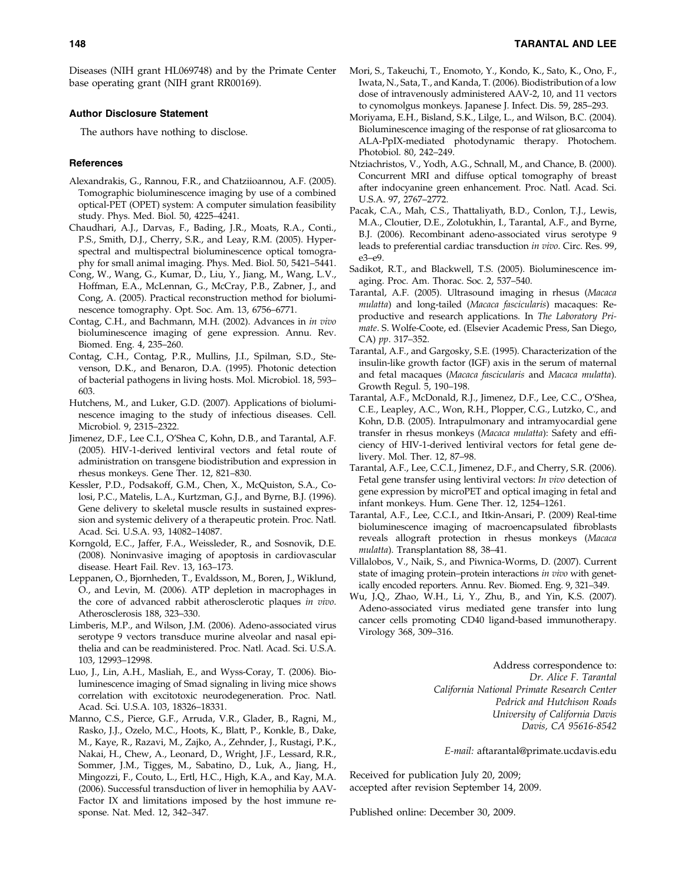Diseases (NIH grant HL069748) and by the Primate Center base operating grant (NIH grant RR00169).

### Author Disclosure Statement

The authors have nothing to disclose.

### References

Alexandrakis, G., Rannou, F.R., and Chatziioannou, A.F. (2005). Tomographic bioluminescence imaging by use of a combined optical-PET (OPET) system: A computer simulation feasibility study. Phys. Med. Biol. 50, 4225–4241.

Chaudhari, A.J., Darvas, F., Bading, J.R., Moats, R.A., Conti., P.S., Smith, D.J., Cherry, S.R., and Leay, R.M. (2005). Hyperspectral and multispectral bioluminescence optical tomography for small animal imaging. Phys. Med. Biol. 50, 5421–5441.

Cong, W., Wang, G., Kumar, D., Liu, Y., Jiang, M., Wang, L.V., Hoffman, E.A., McLennan, G., McCray, P.B., Zabner, J., and Cong, A. (2005). Practical reconstruction method for bioluminescence tomography. Opt. Soc. Am. 13, 6756–6771.

Contag, C.H., and Bachmann, M.H. (2002). Advances in *in vivo* bioluminescence imaging of gene expression. Annu. Rev. Biomed. Eng. 4, 235–260.

Contag, C.H., Contag, P.R., Mullins, J.I., Spilman, S.D., Stevenson, D.K., and Benaron, D.A. (1995). Photonic detection of bacterial pathogens in living hosts. Mol. Microbiol. 18, 593–603.

Hutchens, M., and Luker, G.D. (2007). Applications of bioluminescence imaging to the study of infectious diseases. Cell. Microbiol. 9, 2315–2322.

Jimenez, D.F., Lee C.I., O'Shea C, Kohn, D.B., and Tarantal, A.F. (2005). HIV-1-derived lentiviral vectors and fetal route of administration on transgene biodistribution and expression in rhesus monkeys. Gene Ther. 12, 821–830.

Kessler, P.D., Podsakoff, G.M., Chen, X., McQuiston, S.A., Colosi, P.C., Matelis, L.A., Kurtzman, G.J., and Byrne, B.J. (1996). Gene delivery to skeletal muscle results in sustained expression and systemic delivery of a therapeutic protein. Proc. Natl. Acad. Sci. U.S.A. 93, 14082–14087.

Korngold, E.C., Jaffer, F.A., Weissleder, R., and Sosnovik, D.E. (2008). Noninvasive imaging of apoptosis in cardiovascular disease. Heart Fail. Rev. 13, 163–173.

Leppanen, O., Bjornheden, T., Evaldsson, M., Boren, J., Wiklund, O., and Levin, M. (2006). ATP depletion in macrophages in the core of advanced rabbit atherosclerotic plaques *in vivo*. Atherosclerosis 188, 323–330.

Limberis, M.P., and Wilson, J.M. (2006). Adeno-associated virus serotype 9 vectors transduce murine alveolar and nasal epithelia and can be readministered. Proc. Natl. Acad. Sci. U.S.A. 103, 12993–12998.

Luo, J., Lin, A.H., Masliah, E., and Wyss-Coray, T. (2006). Bioluminescence imaging of Smad signaling in living mice shows correlation with excitotoxic neurodegeneration. Proc. Natl. Acad. Sci. U.S.A. 103, 18326–18331.

Manno, C.S., Pierce, G.F., Arruda, V.R., Glader, B., Ragni, M., Rasko, J.J., Ozelo, M.C., Hoots, K., Blatt, P., Konkle, B., Dake, M., Kaye, R., Razavi, M., Zajko, A., Zehnder, J., Rustagi, P.K., Nakai, H., Chew, A., Leonard, D., Wright, J.F., Lessard, R.R., Sommer, J.M., Tigges, M., Sabatino, D., Luk, A., Jiang, H., Mingozzi, F., Couto, L., Ertl, H.C., High, K.A., and Kay, M.A. (2006). Successful transduction of liver in hemophilia by AAV-Factor IX and limitations imposed by the host immune response. Nat. Med. 12, 342–347.

Mori, S., Takeuchi, T., Enomoto, Y., Kondo, K., Sato, K., Ono, F., Iwata, N., Sata, T., and Kanda, T. (2006). Biodistribution of a low dose of intravenously administered AAV-2, 10, and 11 vectors to cynomolgus monkeys. Japanese J. Infect. Dis. 59, 285–293.

Moriyama, E.H., Bisland, S.K., Lilge, L., and Wilson, B.C. (2004). Bioluminescence imaging of the response of rat gliosarcoma to ALA-PpIX-mediated photodynamic therapy. Photochem. Photobiol. 80, 242–249.

Ntziachristos, V., Yodh, A.G., Schnall, M., and Chance, B. (2000). Concurrent MRI and diffuse optical tomography of breast after indocyanine green enhancement. Proc. Natl. Acad. Sci. U.S.A. 97, 2767–2772.

Pacak, C.A., Mah, C.S., Thattaliyath, B.D., Conlon, T.J., Lewis, M.A., Cloutier, D.E., Zolotukhin, I., Tarantal, A.F., and Byrne, B.J. (2006). Recombinant adeno-associated virus serotype 9 leads to preferential cardiac transduction *in vivo*. Circ. Res. 99, e3–e9.

Sadikot, R.T., and Blackwell, T.S. (2005). Bioluminescence imaging. Proc. Am. Thorac. Soc. 2, 537–540.

Tarantal, A.F. (2005). Ultrasound imaging in rhesus (*Macaca mulatta*) and long-tailed (*Macaca fascicularis*) macaques: Reproductive and research applications. In *The Laboratory Primate*. S. Wolfe-Coote, ed. (Elsevier Academic Press, San Diego, CA) *pp*. 317–352.

Tarantal, A.F., and Gargosky, S.E. (1995). Characterization of the insulin-like growth factor (IGF) axis in the serum of maternal and fetal macaques (*Macaca fascicularis* and *Macaca mulatta*). Growth Regul. 5, 190–198.

Tarantal, A.F., McDonald, R.J., Jimenez, D.F., Lee, C.C., O'Shea, C.E., Leapley, A.C., Won, R.H., Plopper, C.G., Lutzko, C., and Kohn, D.B. (2005). Intrapulmonary and intramyocardial gene transfer in rhesus monkeys (*Macaca mulatta*): Safety and efficiency of HIV-1-derived lentiviral vectors for fetal gene delivery. Mol. Ther. 12, 87–98.

Tarantal, A.F., Lee, C.C.I., Jimenez, D.F., and Cherry, S.R. (2006). Fetal gene transfer using lentiviral vectors: *In vivo* detection of gene expression by microPET and optical imaging in fetal and infant monkeys. Hum. Gene Ther. 12, 1254–1261.

Tarantal, A.F., Lee, C.C.I., and Itkin-Ansari, P. (2009) Real-time bioluminescence imaging of macroencapsulated fibroblasts reveals allograft protection in rhesus monkeys (*Macaca mulatta*). Transplantation 88, 38–41.

Villalobos, V., Naik, S., and Piwnica-Worms, D. (2007). Current state of imaging protein–protein interactions *in vivo* with genetically encoded reporters. Annu. Rev. Biomed. Eng. 9, 321–349.

Wu, J.Q., Zhao, W.H., Li, Y., Zhu, B., and Yin, K.S. (2007). Adeno-associated virus mediated gene transfer into lung cancer cells promoting CD40 ligand-based immunotherapy. Virology 368, 309–316.

Address correspondence to:
*Dr. Alice F. Tarantal*
*California National Primate Research Center*
*Pedrick and Hutchison Roads*
*University of California Davis*
*Davis, CA 95616-8542*

*E-mail:* aftarantal@primate.ucdavis.edu

Received for publication July 20, 2009;
accepted after revision September 14, 2009.

Published online: December 30, 2009.